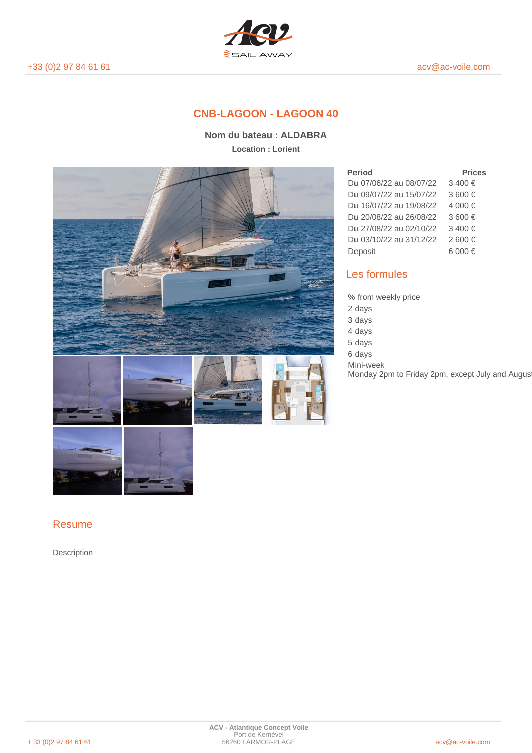# CNB-LAGOON - LAGOON 40

**Nom du bateau : ALDABRA**

**Location : Lorient**

| Period | Prices |
|---|---|
| Du 07/06/22 au 08/07/22 | 3 400 € |
| Du 09/07/22 au 15/07/22 | 3 600 € |
| Du 16/07/22 au 19/08/22 | 4 000 € |
| Du 20/08/22 au 26/08/22 | 3 600 € |
| Du 27/08/22 au 02/10/22 | 3 400 € |
| Du 03/10/22 au 31/12/22 | 2 600 € |
| Deposit | 6 000 € |

## Les formules

% from weekly price

2 days

3 days

4 days

5 days

6 days

Mini-week

Monday 2pm to Friday 2pm, except July and August

## Resume

Description

**ACV - Atlantique Concept Voile**
Port de Kernével
56260 LARMOR-PLAGE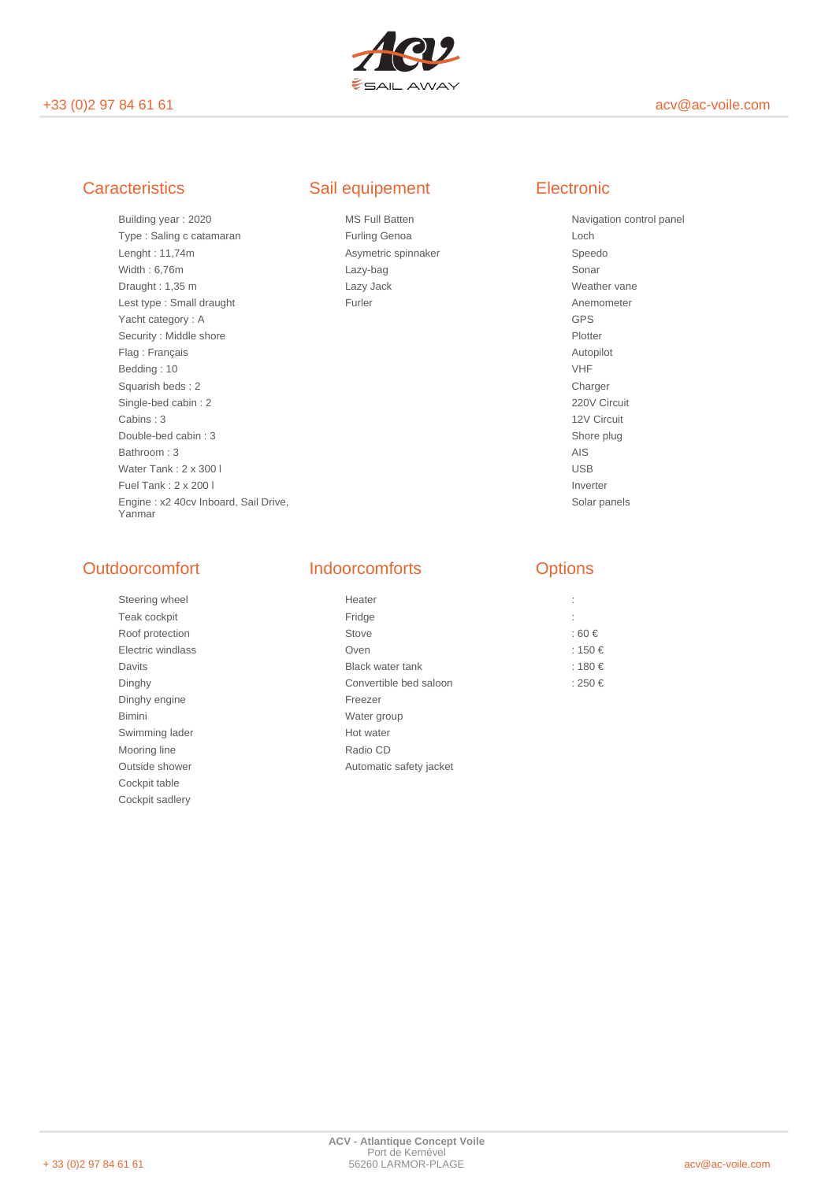## Caracteristics

- Building year : 2020
- Type : Saling c catamaran
- Lenght : 11,74m
- Width : 6,76m
- Draught : 1,35 m
- Lest type : Small draught
- Yacht category : A
- Security : Middle shore
- Flag : Français
- Bedding : 10
- Squarish beds : 2
- Single-bed cabin : 2
- Cabins : 3
- Double-bed cabin : 3
- Bathroom : 3
- Water Tank : 2 x 300 l
- Fuel Tank : 2 x 200 l
- Engine : x2 40cv Inboard, Sail Drive, Yanmar

## Sail equipement

- MS Full Batten
- Furling Genoa
- Asymetric spinnaker
- Lazy-bag
- Lazy Jack
- Furler

## Electronic

- Navigation control panel
- Loch
- Speedo
- Sonar
- Weather vane
- Anemometer
- GPS
- Plotter
- Autopilot
- VHF
- Charger
- 220V Circuit
- 12V Circuit
- Shore plug
- AIS
- USB
- Inverter
- Solar panels

## Outdoorcomfort

- Steering wheel
- Teak cockpit
- Roof protection
- Electric windlass
- Davits
- Dinghy
- Dinghy engine
- Bimini
- Swimming lader
- Mooring line
- Outside shower
- Cockpit table
- Cockpit sadlery

## Indoorcomforts

- Heater
- Fridge
- Stove
- Oven
- Black water tank
- Convertible bed saloon
- Freezer
- Water group
- Hot water
- Radio CD
- Automatic safety jacket

## Options

- :
- :
- : 60 €
- : 150 €
- : 180 €
- : 250 €

**ACV - Atlantique Concept Voile**
Port de Kernével
56260 LARMOR-PLAGE

+ 33 (0)2 97 84 61 61

acv@ac-voile.com